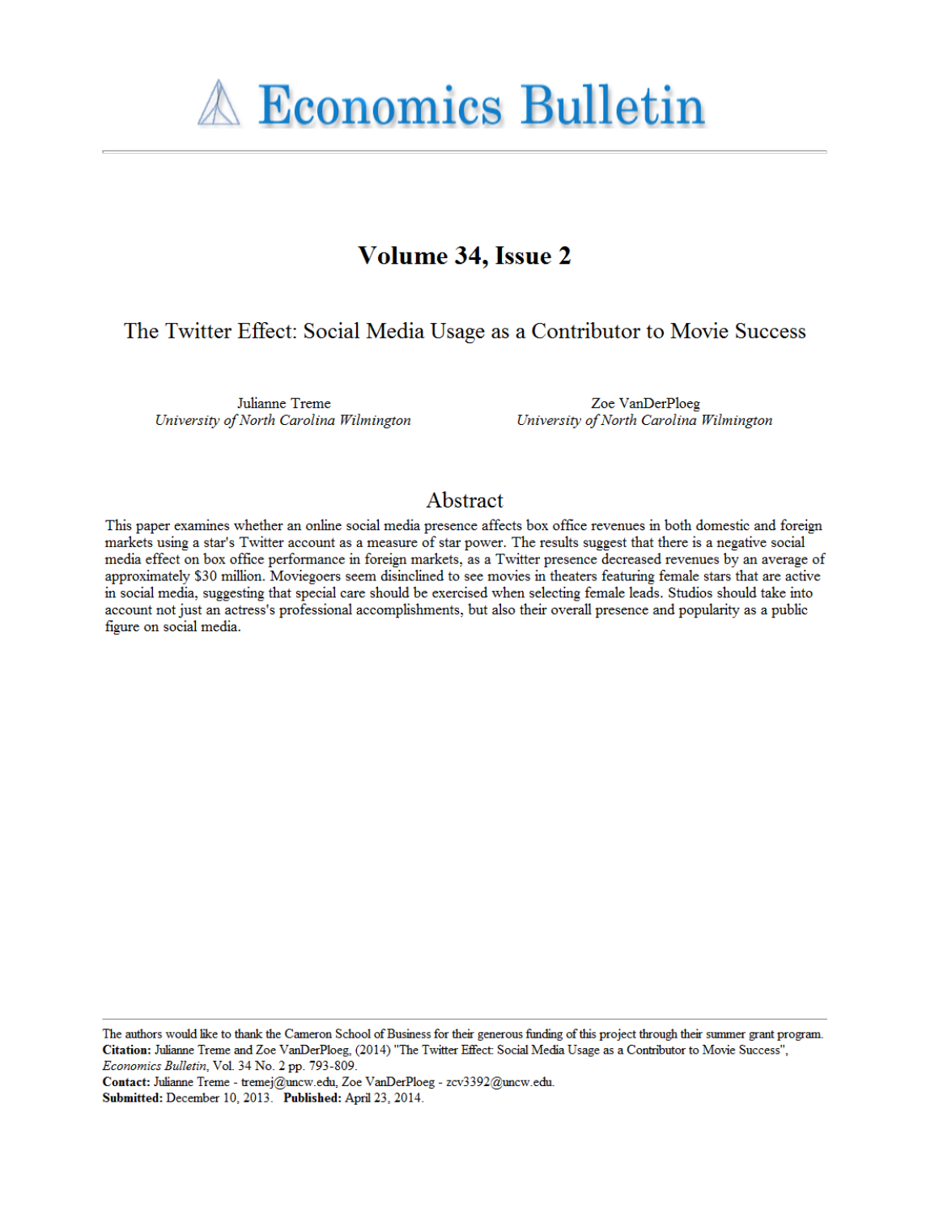# Economics Bulletin

## Volume 34, Issue 2

### The Twitter Effect: Social Media Usage as a Contributor to Movie Success

Julianne Treme
*University of North Carolina Wilmington*

Zoe VanDerPloeg
*University of North Carolina Wilmington*

## Abstract

This paper examines whether an online social media presence affects box office revenues in both domestic and foreign markets using a star's Twitter account as a measure of star power. The results suggest that there is a negative social media effect on box office performance in foreign markets, as a Twitter presence decreased revenues by an average of approximately $30 million. Moviegoers seem disinclined to see movies in theaters featuring female stars that are active in social media, suggesting that special care should be exercised when selecting female leads. Studios should take into account not just an actress's professional accomplishments, but also their overall presence and popularity as a public figure on social media.

---

The authors would like to thank the Cameron School of Business for their generous funding of this project through their summer grant program.
**Citation:** Julianne Treme and Zoe VanDerPloeg, (2014) "The Twitter Effect: Social Media Usage as a Contributor to Movie Success", *Economics Bulletin*, Vol. 34 No. 2 pp. 793-809.
**Contact:** Julianne Treme - tremej@uncw.edu, Zoe VanDerPloeg - zcv3392@uncw.edu.
**Submitted:** December 10, 2013. **Published:** April 23, 2014.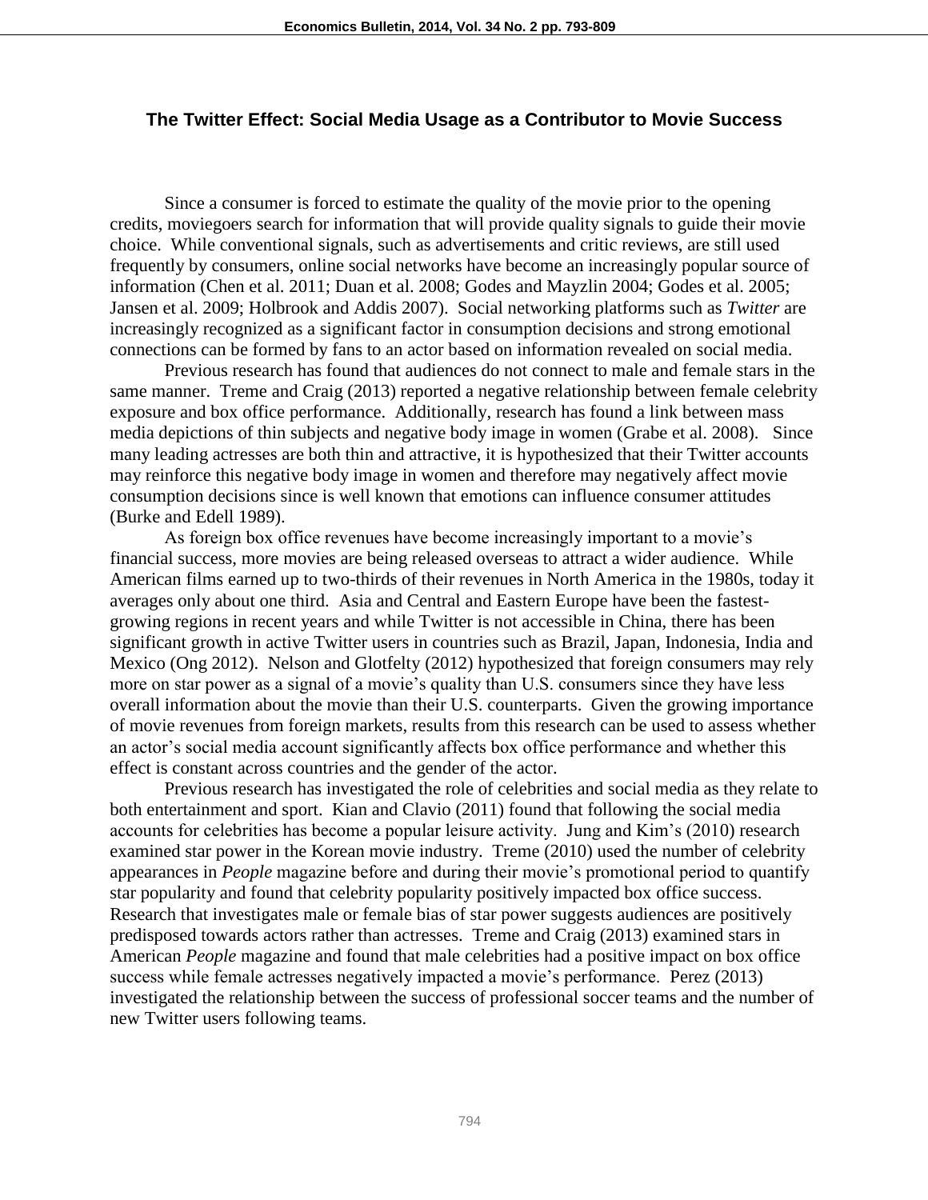# The Twitter Effect: Social Media Usage as a Contributor to Movie Success

Since a consumer is forced to estimate the quality of the movie prior to the opening credits, moviegoers search for information that will provide quality signals to guide their movie choice. While conventional signals, such as advertisements and critic reviews, are still used frequently by consumers, online social networks have become an increasingly popular source of information (Chen et al. 2011; Duan et al. 2008; Godes and Mayzlin 2004; Godes et al. 2005; Jansen et al. 2009; Holbrook and Addis 2007). Social networking platforms such as *Twitter* are increasingly recognized as a significant factor in consumption decisions and strong emotional connections can be formed by fans to an actor based on information revealed on social media.

Previous research has found that audiences do not connect to male and female stars in the same manner. Treme and Craig (2013) reported a negative relationship between female celebrity exposure and box office performance. Additionally, research has found a link between mass media depictions of thin subjects and negative body image in women (Grabe et al. 2008). Since many leading actresses are both thin and attractive, it is hypothesized that their Twitter accounts may reinforce this negative body image in women and therefore may negatively affect movie consumption decisions since is well known that emotions can influence consumer attitudes (Burke and Edell 1989).

As foreign box office revenues have become increasingly important to a movie's financial success, more movies are being released overseas to attract a wider audience. While American films earned up to two-thirds of their revenues in North America in the 1980s, today it averages only about one third. Asia and Central and Eastern Europe have been the fastest-growing regions in recent years and while Twitter is not accessible in China, there has been significant growth in active Twitter users in countries such as Brazil, Japan, Indonesia, India and Mexico (Ong 2012). Nelson and Glotfelty (2012) hypothesized that foreign consumers may rely more on star power as a signal of a movie's quality than U.S. consumers since they have less overall information about the movie than their U.S. counterparts. Given the growing importance of movie revenues from foreign markets, results from this research can be used to assess whether an actor's social media account significantly affects box office performance and whether this effect is constant across countries and the gender of the actor.

Previous research has investigated the role of celebrities and social media as they relate to both entertainment and sport. Kian and Clavio (2011) found that following the social media accounts for celebrities has become a popular leisure activity. Jung and Kim's (2010) research examined star power in the Korean movie industry. Treme (2010) used the number of celebrity appearances in *People* magazine before and during their movie's promotional period to quantify star popularity and found that celebrity popularity positively impacted box office success. Research that investigates male or female bias of star power suggests audiences are positively predisposed towards actors rather than actresses. Treme and Craig (2013) examined stars in American *People* magazine and found that male celebrities had a positive impact on box office success while female actresses negatively impacted a movie's performance. Perez (2013) investigated the relationship between the success of professional soccer teams and the number of new Twitter users following teams.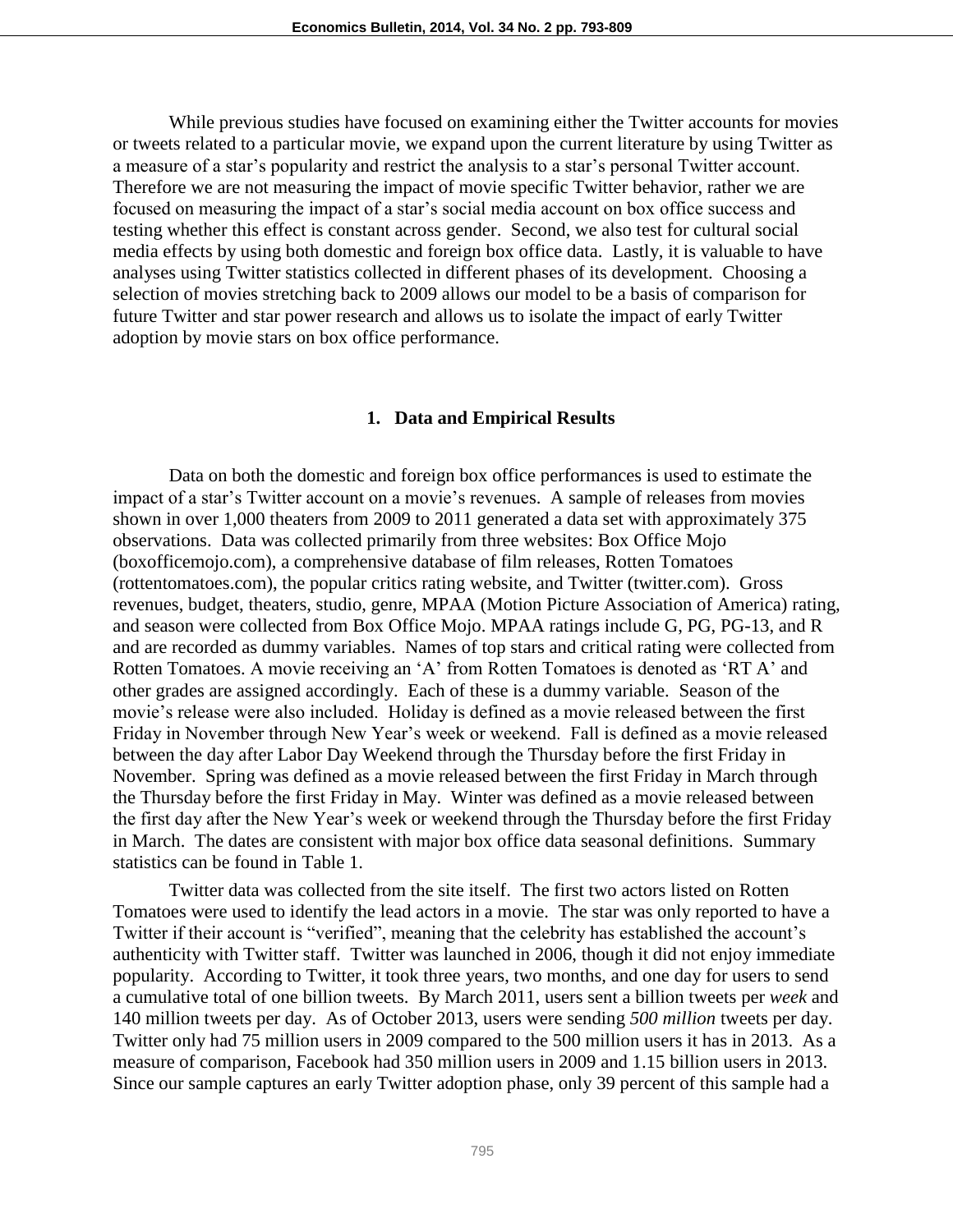While previous studies have focused on examining either the Twitter accounts for movies or tweets related to a particular movie, we expand upon the current literature by using Twitter as a measure of a star's popularity and restrict the analysis to a star's personal Twitter account. Therefore we are not measuring the impact of movie specific Twitter behavior, rather we are focused on measuring the impact of a star's social media account on box office success and testing whether this effect is constant across gender. Second, we also test for cultural social media effects by using both domestic and foreign box office data. Lastly, it is valuable to have analyses using Twitter statistics collected in different phases of its development. Choosing a selection of movies stretching back to 2009 allows our model to be a basis of comparison for future Twitter and star power research and allows us to isolate the impact of early Twitter adoption by movie stars on box office performance.

## 1. Data and Empirical Results

Data on both the domestic and foreign box office performances is used to estimate the impact of a star's Twitter account on a movie's revenues. A sample of releases from movies shown in over 1,000 theaters from 2009 to 2011 generated a data set with approximately 375 observations. Data was collected primarily from three websites: Box Office Mojo (boxofficemojo.com), a comprehensive database of film releases, Rotten Tomatoes (rottentomatoes.com), the popular critics rating website, and Twitter (twitter.com). Gross revenues, budget, theaters, studio, genre, MPAA (Motion Picture Association of America) rating, and season were collected from Box Office Mojo. MPAA ratings include G, PG, PG-13, and R and are recorded as dummy variables. Names of top stars and critical rating were collected from Rotten Tomatoes. A movie receiving an 'A' from Rotten Tomatoes is denoted as 'RT A' and other grades are assigned accordingly. Each of these is a dummy variable. Season of the movie's release were also included. Holiday is defined as a movie released between the first Friday in November through New Year's week or weekend. Fall is defined as a movie released between the day after Labor Day Weekend through the Thursday before the first Friday in November. Spring was defined as a movie released between the first Friday in March through the Thursday before the first Friday in May. Winter was defined as a movie released between the first day after the New Year's week or weekend through the Thursday before the first Friday in March. The dates are consistent with major box office data seasonal definitions. Summary statistics can be found in Table 1.

Twitter data was collected from the site itself. The first two actors listed on Rotten Tomatoes were used to identify the lead actors in a movie. The star was only reported to have a Twitter if their account is "verified", meaning that the celebrity has established the account's authenticity with Twitter staff. Twitter was launched in 2006, though it did not enjoy immediate popularity. According to Twitter, it took three years, two months, and one day for users to send a cumulative total of one billion tweets. By March 2011, users sent a billion tweets per *week* and 140 million tweets per day. As of October 2013, users were sending *500 million* tweets per day. Twitter only had 75 million users in 2009 compared to the 500 million users it has in 2013. As a measure of comparison, Facebook had 350 million users in 2009 and 1.15 billion users in 2013. Since our sample captures an early Twitter adoption phase, only 39 percent of this sample had a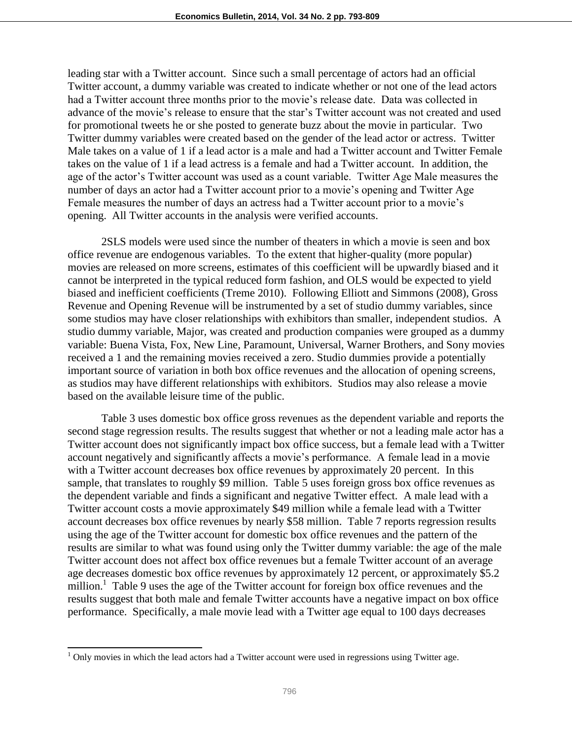leading star with a Twitter account. Since such a small percentage of actors had an official Twitter account, a dummy variable was created to indicate whether or not one of the lead actors had a Twitter account three months prior to the movie's release date. Data was collected in advance of the movie's release to ensure that the star's Twitter account was not created and used for promotional tweets he or she posted to generate buzz about the movie in particular. Two Twitter dummy variables were created based on the gender of the lead actor or actress. Twitter Male takes on a value of 1 if a lead actor is a male and had a Twitter account and Twitter Female takes on the value of 1 if a lead actress is a female and had a Twitter account. In addition, the age of the actor's Twitter account was used as a count variable. Twitter Age Male measures the number of days an actor had a Twitter account prior to a movie's opening and Twitter Age Female measures the number of days an actress had a Twitter account prior to a movie's opening. All Twitter accounts in the analysis were verified accounts.

2SLS models were used since the number of theaters in which a movie is seen and box office revenue are endogenous variables. To the extent that higher-quality (more popular) movies are released on more screens, estimates of this coefficient will be upwardly biased and it cannot be interpreted in the typical reduced form fashion, and OLS would be expected to yield biased and inefficient coefficients (Treme 2010). Following Elliott and Simmons (2008), Gross Revenue and Opening Revenue will be instrumented by a set of studio dummy variables, since some studios may have closer relationships with exhibitors than smaller, independent studios. A studio dummy variable, Major, was created and production companies were grouped as a dummy variable: Buena Vista, Fox, New Line, Paramount, Universal, Warner Brothers, and Sony movies received a 1 and the remaining movies received a zero. Studio dummies provide a potentially important source of variation in both box office revenues and the allocation of opening screens, as studios may have different relationships with exhibitors. Studios may also release a movie based on the available leisure time of the public.

Table 3 uses domestic box office gross revenues as the dependent variable and reports the second stage regression results. The results suggest that whether or not a leading male actor has a Twitter account does not significantly impact box office success, but a female lead with a Twitter account negatively and significantly affects a movie's performance. A female lead in a movie with a Twitter account decreases box office revenues by approximately 20 percent. In this sample, that translates to roughly \$9 million. Table 5 uses foreign gross box office revenues as the dependent variable and finds a significant and negative Twitter effect. A male lead with a Twitter account costs a movie approximately \$49 million while a female lead with a Twitter account decreases box office revenues by nearly \$58 million. Table 7 reports regression results using the age of the Twitter account for domestic box office revenues and the pattern of the results are similar to what was found using only the Twitter dummy variable: the age of the male Twitter account does not affect box office revenues but a female Twitter account of an average age decreases domestic box office revenues by approximately 12 percent, or approximately \$5.2 million.[1] Table 9 uses the age of the Twitter account for foreign box office revenues and the results suggest that both male and female Twitter accounts have a negative impact on box office performance. Specifically, a male movie lead with a Twitter age equal to 100 days decreases

[1] Only movies in which the lead actors had a Twitter account were used in regressions using Twitter age.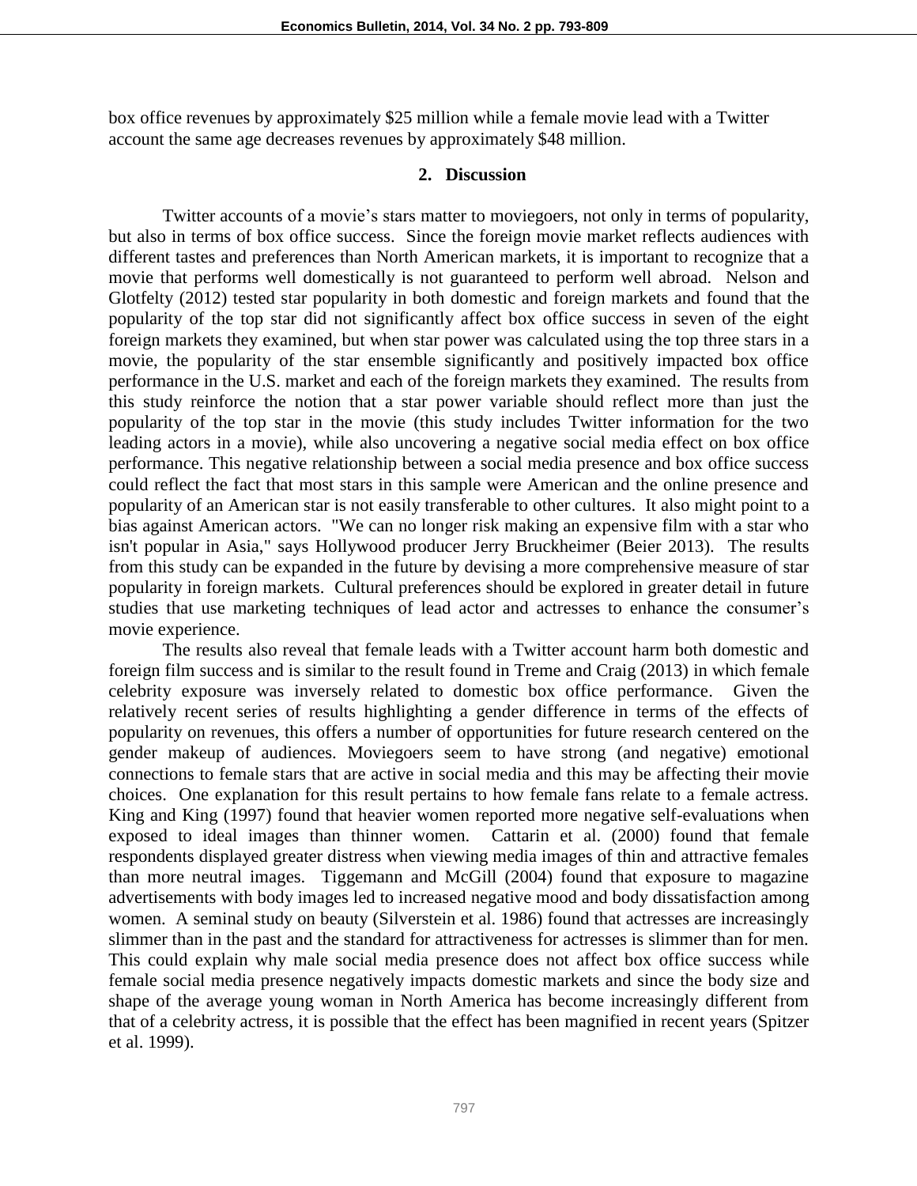box office revenues by approximately $25 million while a female movie lead with a Twitter account the same age decreases revenues by approximately $48 million.

## 2. Discussion

Twitter accounts of a movie's stars matter to moviegoers, not only in terms of popularity, but also in terms of box office success. Since the foreign movie market reflects audiences with different tastes and preferences than North American markets, it is important to recognize that a movie that performs well domestically is not guaranteed to perform well abroad. Nelson and Glotfelty (2012) tested star popularity in both domestic and foreign markets and found that the popularity of the top star did not significantly affect box office success in seven of the eight foreign markets they examined, but when star power was calculated using the top three stars in a movie, the popularity of the star ensemble significantly and positively impacted box office performance in the U.S. market and each of the foreign markets they examined. The results from this study reinforce the notion that a star power variable should reflect more than just the popularity of the top star in the movie (this study includes Twitter information for the two leading actors in a movie), while also uncovering a negative social media effect on box office performance. This negative relationship between a social media presence and box office success could reflect the fact that most stars in this sample were American and the online presence and popularity of an American star is not easily transferable to other cultures. It also might point to a bias against American actors. "We can no longer risk making an expensive film with a star who isn't popular in Asia," says Hollywood producer Jerry Bruckheimer (Beier 2013). The results from this study can be expanded in the future by devising a more comprehensive measure of star popularity in foreign markets. Cultural preferences should be explored in greater detail in future studies that use marketing techniques of lead actor and actresses to enhance the consumer's movie experience.

The results also reveal that female leads with a Twitter account harm both domestic and foreign film success and is similar to the result found in Treme and Craig (2013) in which female celebrity exposure was inversely related to domestic box office performance. Given the relatively recent series of results highlighting a gender difference in terms of the effects of popularity on revenues, this offers a number of opportunities for future research centered on the gender makeup of audiences. Moviegoers seem to have strong (and negative) emotional connections to female stars that are active in social media and this may be affecting their movie choices. One explanation for this result pertains to how female fans relate to a female actress. King and King (1997) found that heavier women reported more negative self-evaluations when exposed to ideal images than thinner women. Cattarin et al. (2000) found that female respondents displayed greater distress when viewing media images of thin and attractive females than more neutral images. Tiggemann and McGill (2004) found that exposure to magazine advertisements with body images led to increased negative mood and body dissatisfaction among women. A seminal study on beauty (Silverstein et al. 1986) found that actresses are increasingly slimmer than in the past and the standard for attractiveness for actresses is slimmer than for men. This could explain why male social media presence does not affect box office success while female social media presence negatively impacts domestic markets and since the body size and shape of the average young woman in North America has become increasingly different from that of a celebrity actress, it is possible that the effect has been magnified in recent years (Spitzer et al. 1999).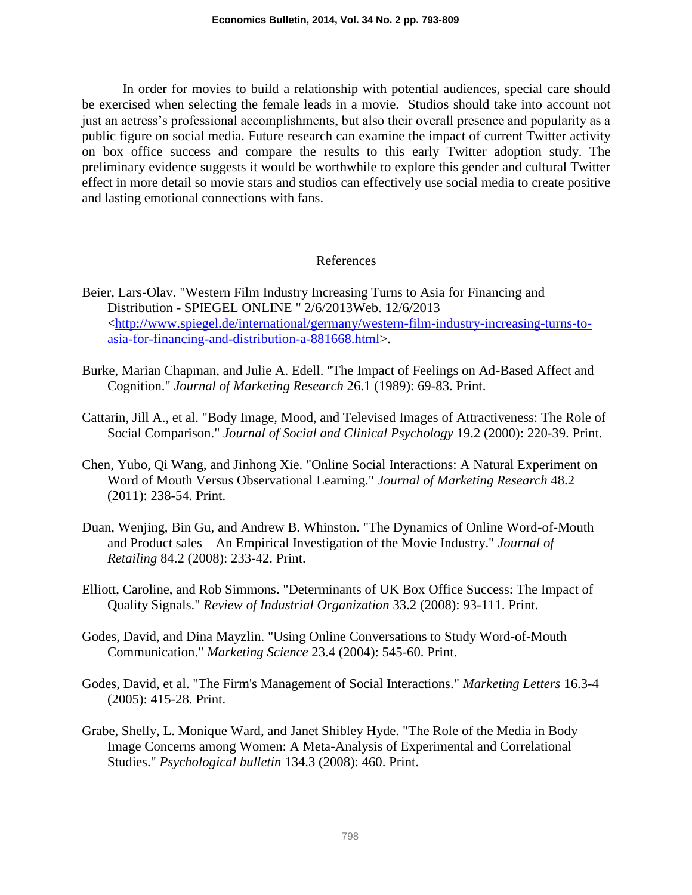In order for movies to build a relationship with potential audiences, special care should be exercised when selecting the female leads in a movie. Studios should take into account not just an actress's professional accomplishments, but also their overall presence and popularity as a public figure on social media. Future research can examine the impact of current Twitter activity on box office success and compare the results to this early Twitter adoption study. The preliminary evidence suggests it would be worthwhile to explore this gender and cultural Twitter effect in more detail so movie stars and studios can effectively use social media to create positive and lasting emotional connections with fans.

## References

Beier, Lars-Olav. "Western Film Industry Increasing Turns to Asia for Financing and Distribution - SPIEGEL ONLINE " 2/6/2013Web. 12/6/2013 <http://www.spiegel.de/international/germany/western-film-industry-increasing-turns-to-asia-for-financing-and-distribution-a-881668.html>.

Burke, Marian Chapman, and Julie A. Edell. "The Impact of Feelings on Ad-Based Affect and Cognition." *Journal of Marketing Research* 26.1 (1989): 69-83. Print.

Cattarin, Jill A., et al. "Body Image, Mood, and Televised Images of Attractiveness: The Role of Social Comparison." *Journal of Social and Clinical Psychology* 19.2 (2000): 220-39. Print.

Chen, Yubo, Qi Wang, and Jinhong Xie. "Online Social Interactions: A Natural Experiment on Word of Mouth Versus Observational Learning." *Journal of Marketing Research* 48.2 (2011): 238-54. Print.

Duan, Wenjing, Bin Gu, and Andrew B. Whinston. "The Dynamics of Online Word-of-Mouth and Product sales—An Empirical Investigation of the Movie Industry." *Journal of Retailing* 84.2 (2008): 233-42. Print.

Elliott, Caroline, and Rob Simmons. "Determinants of UK Box Office Success: The Impact of Quality Signals." *Review of Industrial Organization* 33.2 (2008): 93-111. Print.

Godes, David, and Dina Mayzlin. "Using Online Conversations to Study Word-of-Mouth Communication." *Marketing Science* 23.4 (2004): 545-60. Print.

Godes, David, et al. "The Firm's Management of Social Interactions." *Marketing Letters* 16.3-4 (2005): 415-28. Print.

Grabe, Shelly, L. Monique Ward, and Janet Shibley Hyde. "The Role of the Media in Body Image Concerns among Women: A Meta-Analysis of Experimental and Correlational Studies." *Psychological bulletin* 134.3 (2008): 460. Print.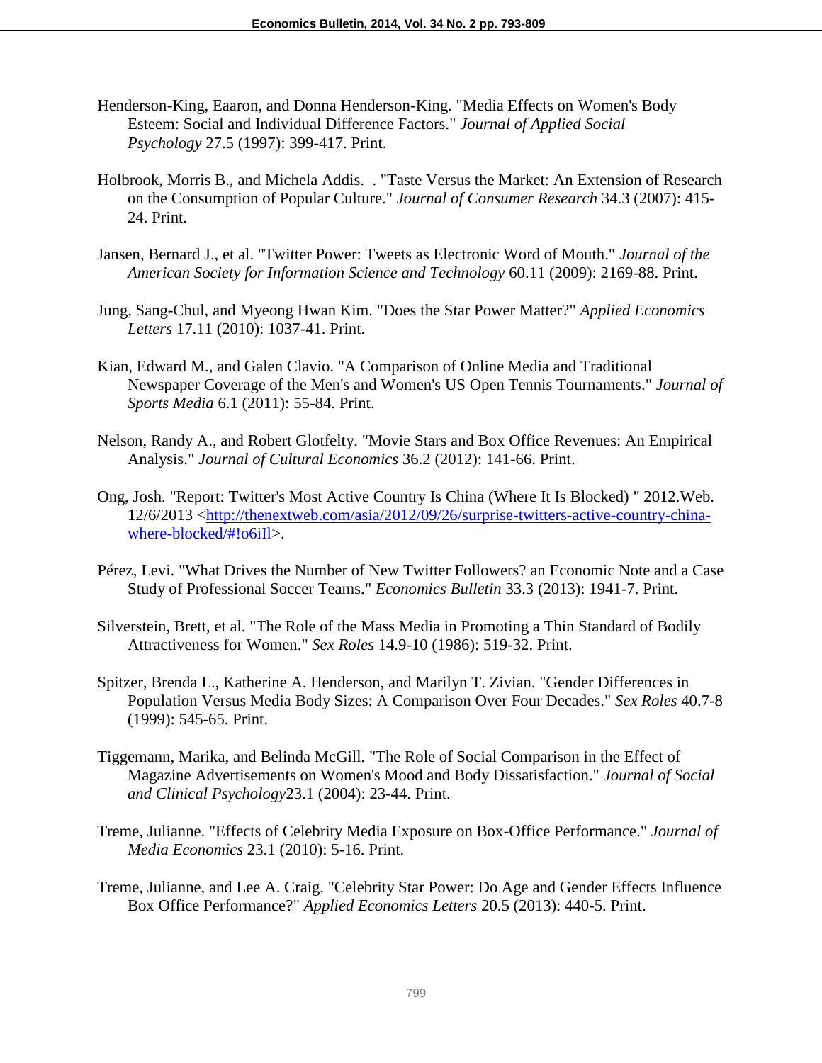Henderson-King, Eaaron, and Donna Henderson-King. "Media Effects on Women's Body Esteem: Social and Individual Difference Factors." *Journal of Applied Social Psychology* 27.5 (1997): 399-417. Print.

Holbrook, Morris B., and Michela Addis. . "Taste Versus the Market: An Extension of Research on the Consumption of Popular Culture." *Journal of Consumer Research* 34.3 (2007): 415-24. Print.

Jansen, Bernard J., et al. "Twitter Power: Tweets as Electronic Word of Mouth." *Journal of the American Society for Information Science and Technology* 60.11 (2009): 2169-88. Print.

Jung, Sang-Chul, and Myeong Hwan Kim. "Does the Star Power Matter?" *Applied Economics Letters* 17.11 (2010): 1037-41. Print.

Kian, Edward M., and Galen Clavio. "A Comparison of Online Media and Traditional Newspaper Coverage of the Men's and Women's US Open Tennis Tournaments." *Journal of Sports Media* 6.1 (2011): 55-84. Print.

Nelson, Randy A., and Robert Glotfelty. "Movie Stars and Box Office Revenues: An Empirical Analysis." *Journal of Cultural Economics* 36.2 (2012): 141-66. Print.

Ong, Josh. "Report: Twitter's Most Active Country Is China (Where It Is Blocked) " 2012.Web. 12/6/2013 <http://thenextweb.com/asia/2012/09/26/surprise-twitters-active-country-china-where-blocked/#!o6iIl>.

Pérez, Levi. "What Drives the Number of New Twitter Followers? an Economic Note and a Case Study of Professional Soccer Teams." *Economics Bulletin* 33.3 (2013): 1941-7. Print.

Silverstein, Brett, et al. "The Role of the Mass Media in Promoting a Thin Standard of Bodily Attractiveness for Women." *Sex Roles* 14.9-10 (1986): 519-32. Print.

Spitzer, Brenda L., Katherine A. Henderson, and Marilyn T. Zivian. "Gender Differences in Population Versus Media Body Sizes: A Comparison Over Four Decades." *Sex Roles* 40.7-8 (1999): 545-65. Print.

Tiggemann, Marika, and Belinda McGill. "The Role of Social Comparison in the Effect of Magazine Advertisements on Women's Mood and Body Dissatisfaction." *Journal of Social and Clinical Psychology*23.1 (2004): 23-44. Print.

Treme, Julianne. "Effects of Celebrity Media Exposure on Box-Office Performance." *Journal of Media Economics* 23.1 (2010): 5-16. Print.

Treme, Julianne, and Lee A. Craig. "Celebrity Star Power: Do Age and Gender Effects Influence Box Office Performance?" *Applied Economics Letters* 20.5 (2013): 440-5. Print.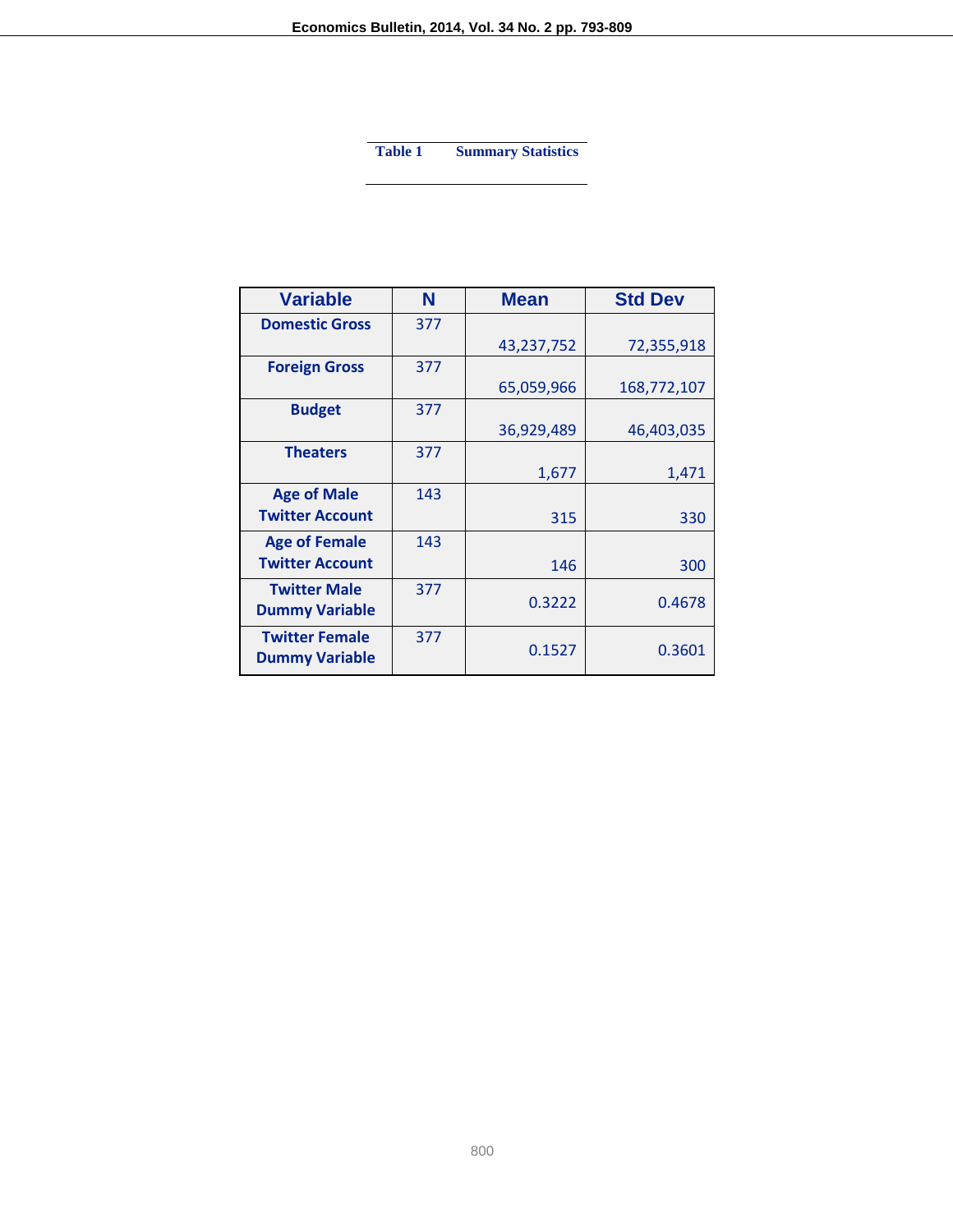**Table 1 Summary Statistics**

| Variable | N | Mean | Std Dev |
|---|---|---|---|
| Domestic Gross | 377 | 43,237,752 | 72,355,918 |
| Foreign Gross | 377 | 65,059,966 | 168,772,107 |
| Budget | 377 | 36,929,489 | 46,403,035 |
| Theaters | 377 | 1,677 | 1,471 |
| Age of Male Twitter Account | 143 | 315 | 330 |
| Age of Female Twitter Account | 143 | 146 | 300 |
| Twitter Male Dummy Variable | 377 | 0.3222 | 0.4678 |
| Twitter Female Dummy Variable | 377 | 0.1527 | 0.3601 |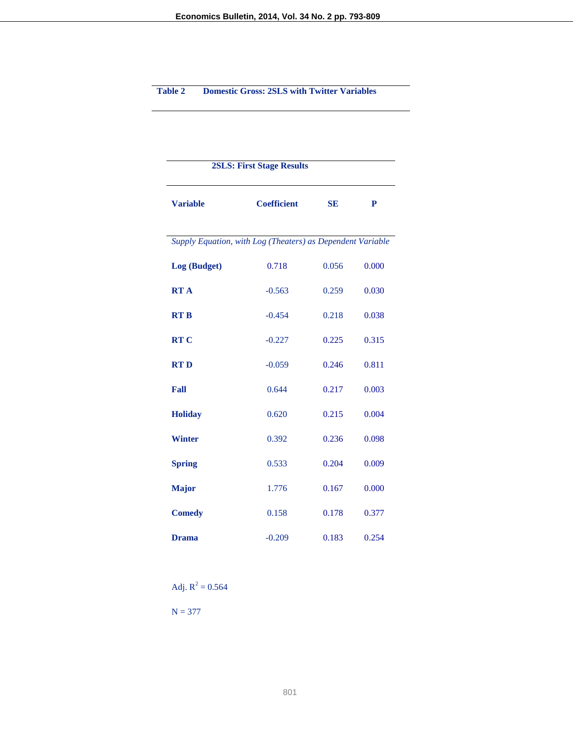**Table 2 Domestic Gross: 2SLS with Twitter Variables**

**2SLS: First Stage Results**

| Variable | Coefficient | SE | P |
|---|---|---|---|
| *Supply Equation, with Log (Theaters) as Dependent Variable* | | | |
| **Log (Budget)** | 0.718 | 0.056 | 0.000 |
| **RT A** | -0.563 | 0.259 | 0.030 |
| **RT B** | -0.454 | 0.218 | 0.038 |
| **RT C** | -0.227 | 0.225 | 0.315 |
| **RT D** | -0.059 | 0.246 | 0.811 |
| **Fall** | 0.644 | 0.217 | 0.003 |
| **Holiday** | 0.620 | 0.215 | 0.004 |
| **Winter** | 0.392 | 0.236 | 0.098 |
| **Spring** | 0.533 | 0.204 | 0.009 |
| **Major** | 1.776 | 0.167 | 0.000 |
| **Comedy** | 0.158 | 0.178 | 0.377 |
| **Drama** | -0.209 | 0.183 | 0.254 |

Adj. $R^2$ = 0.564

N = 377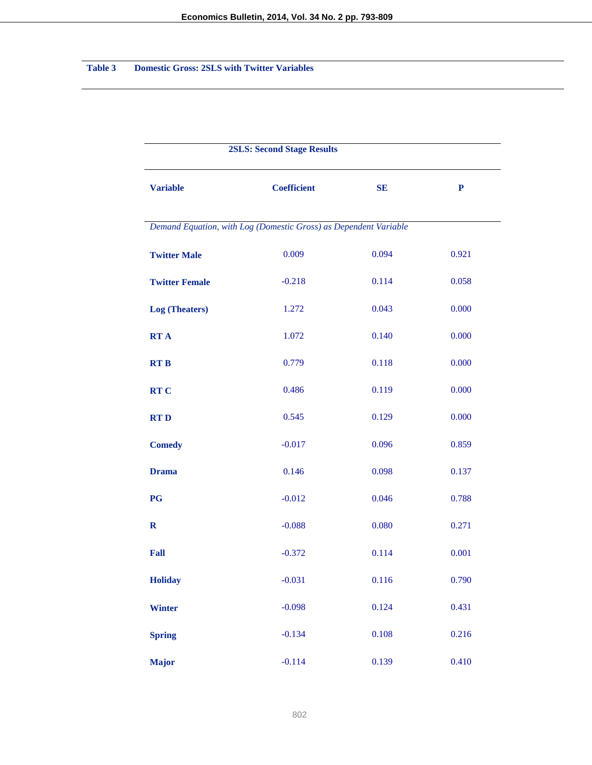**Table 3 Domestic Gross: 2SLS with Twitter Variables**

| 2SLS: Second Stage Results | | | |
|---|---|---|---|
| **Variable** | **Coefficient** | **SE** | **P** |
| *Demand Equation, with Log (Domestic Gross) as Dependent Variable* | | | |
| **Twitter Male** | 0.009 | 0.094 | 0.921 |
| **Twitter Female** | -0.218 | 0.114 | 0.058 |
| **Log (Theaters)** | 1.272 | 0.043 | 0.000 |
| **RT A** | 1.072 | 0.140 | 0.000 |
| **RT B** | 0.779 | 0.118 | 0.000 |
| **RT C** | 0.486 | 0.119 | 0.000 |
| **RT D** | 0.545 | 0.129 | 0.000 |
| **Comedy** | -0.017 | 0.096 | 0.859 |
| **Drama** | 0.146 | 0.098 | 0.137 |
| **PG** | -0.012 | 0.046 | 0.788 |
| **R** | -0.088 | 0.080 | 0.271 |
| **Fall** | -0.372 | 0.114 | 0.001 |
| **Holiday** | -0.031 | 0.116 | 0.790 |
| **Winter** | -0.098 | 0.124 | 0.431 |
| **Spring** | -0.134 | 0.108 | 0.216 |
| **Major** | -0.114 | 0.139 | 0.410 |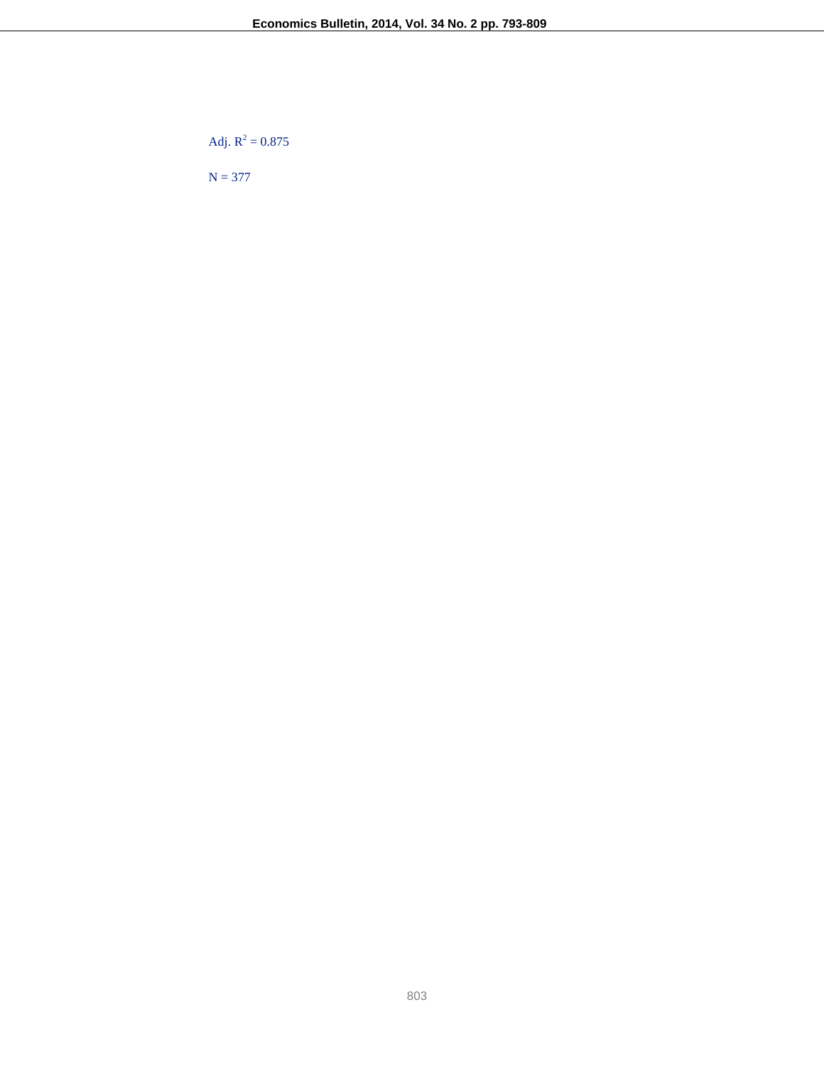Adj. $R^2$ = 0.875

N = 377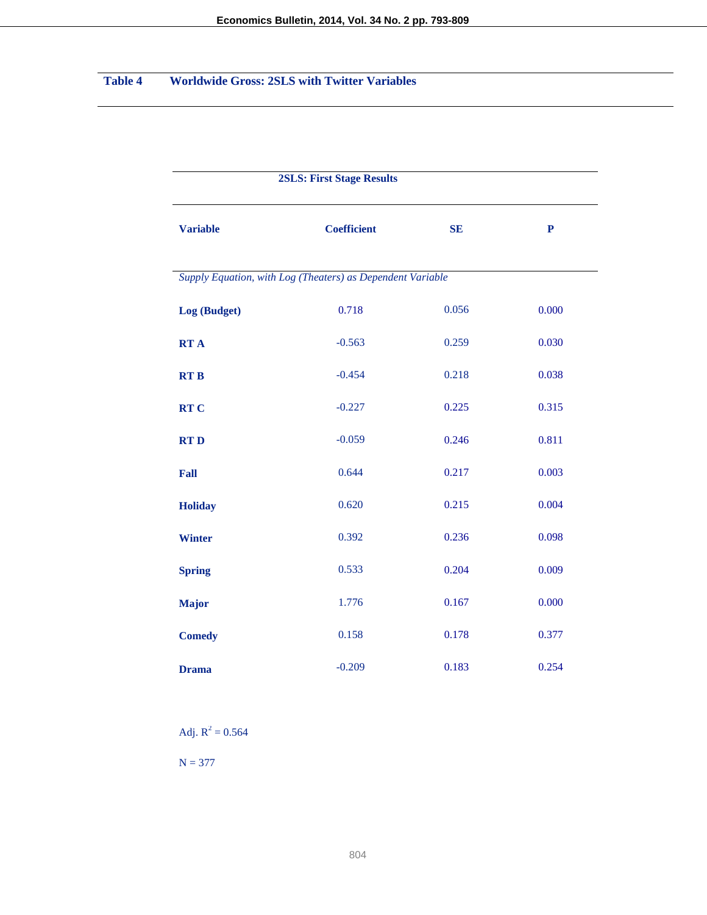**Table 4 Worldwide Gross: 2SLS with Twitter Variables**

**2SLS: First Stage Results**

| Variable | Coefficient | SE | P |
|---|---|---|---|
| *Supply Equation, with Log (Theaters) as Dependent Variable* | | | |
| **Log (Budget)** | 0.718 | 0.056 | 0.000 |
| **RT A** | -0.563 | 0.259 | 0.030 |
| **RT B** | -0.454 | 0.218 | 0.038 |
| **RT C** | -0.227 | 0.225 | 0.315 |
| **RT D** | -0.059 | 0.246 | 0.811 |
| **Fall** | 0.644 | 0.217 | 0.003 |
| **Holiday** | 0.620 | 0.215 | 0.004 |
| **Winter** | 0.392 | 0.236 | 0.098 |
| **Spring** | 0.533 | 0.204 | 0.009 |
| **Major** | 1.776 | 0.167 | 0.000 |
| **Comedy** | 0.158 | 0.178 | 0.377 |
| **Drama** | -0.209 | 0.183 | 0.254 |

Adj. $R^2$ = 0.564

N = 377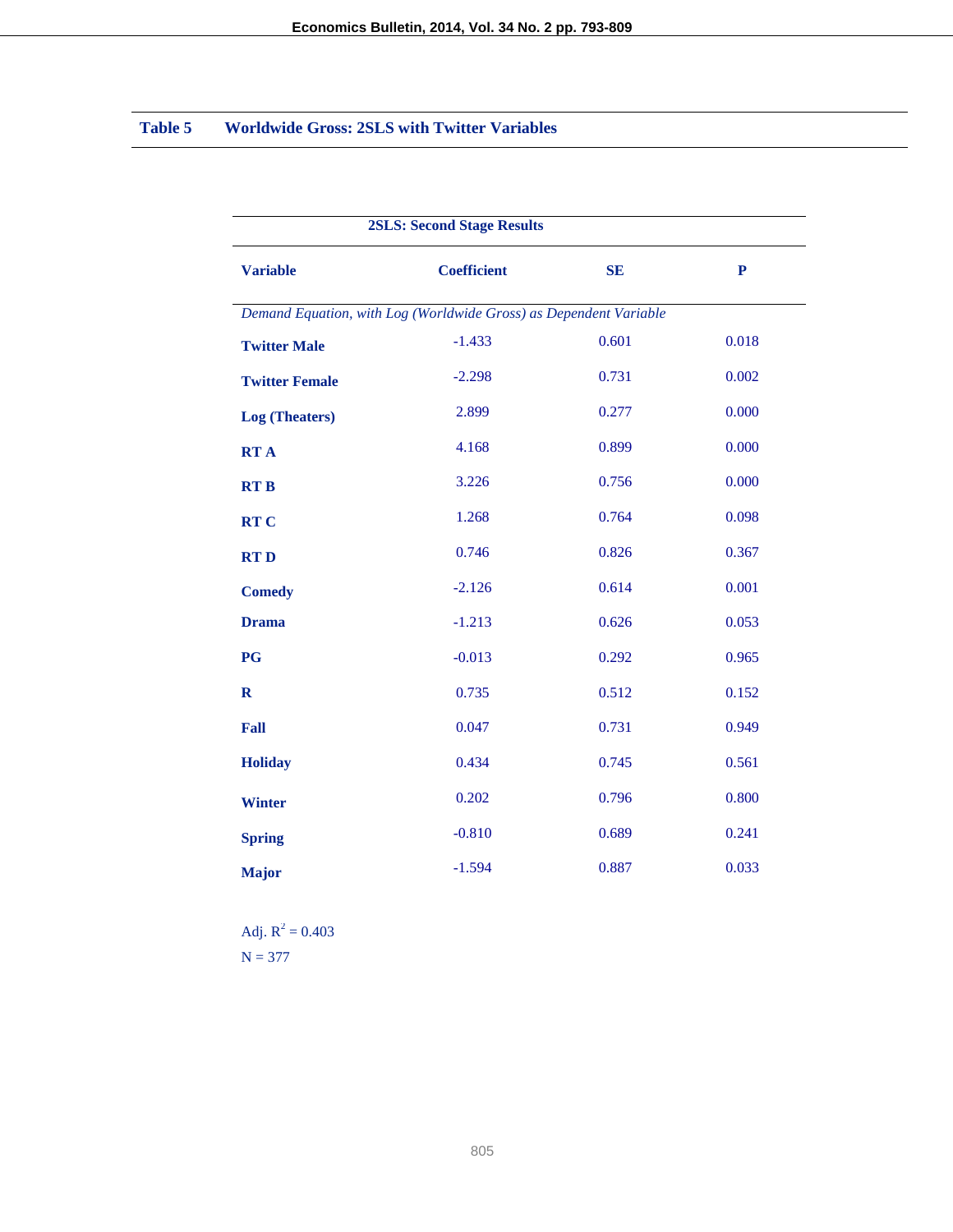**Table 5 Worldwide Gross: 2SLS with Twitter Variables**

**2SLS: Second Stage Results**

| Variable | Coefficient | SE | P |
|---|---|---|---|
| *Demand Equation, with Log (Worldwide Gross) as Dependent Variable* | | | |
| **Twitter Male** | -1.433 | 0.601 | 0.018 |
| **Twitter Female** | -2.298 | 0.731 | 0.002 |
| **Log (Theaters)** | 2.899 | 0.277 | 0.000 |
| **RT A** | 4.168 | 0.899 | 0.000 |
| **RT B** | 3.226 | 0.756 | 0.000 |
| **RT C** | 1.268 | 0.764 | 0.098 |
| **RT D** | 0.746 | 0.826 | 0.367 |
| **Comedy** | -2.126 | 0.614 | 0.001 |
| **Drama** | -1.213 | 0.626 | 0.053 |
| **PG** | -0.013 | 0.292 | 0.965 |
| **R** | 0.735 | 0.512 | 0.152 |
| **Fall** | 0.047 | 0.731 | 0.949 |
| **Holiday** | 0.434 | 0.745 | 0.561 |
| **Winter** | 0.202 | 0.796 | 0.800 |
| **Spring** | -0.810 | 0.689 | 0.241 |
| **Major** | -1.594 | 0.887 | 0.033 |

Adj. $R^2 = 0.403$

N = 377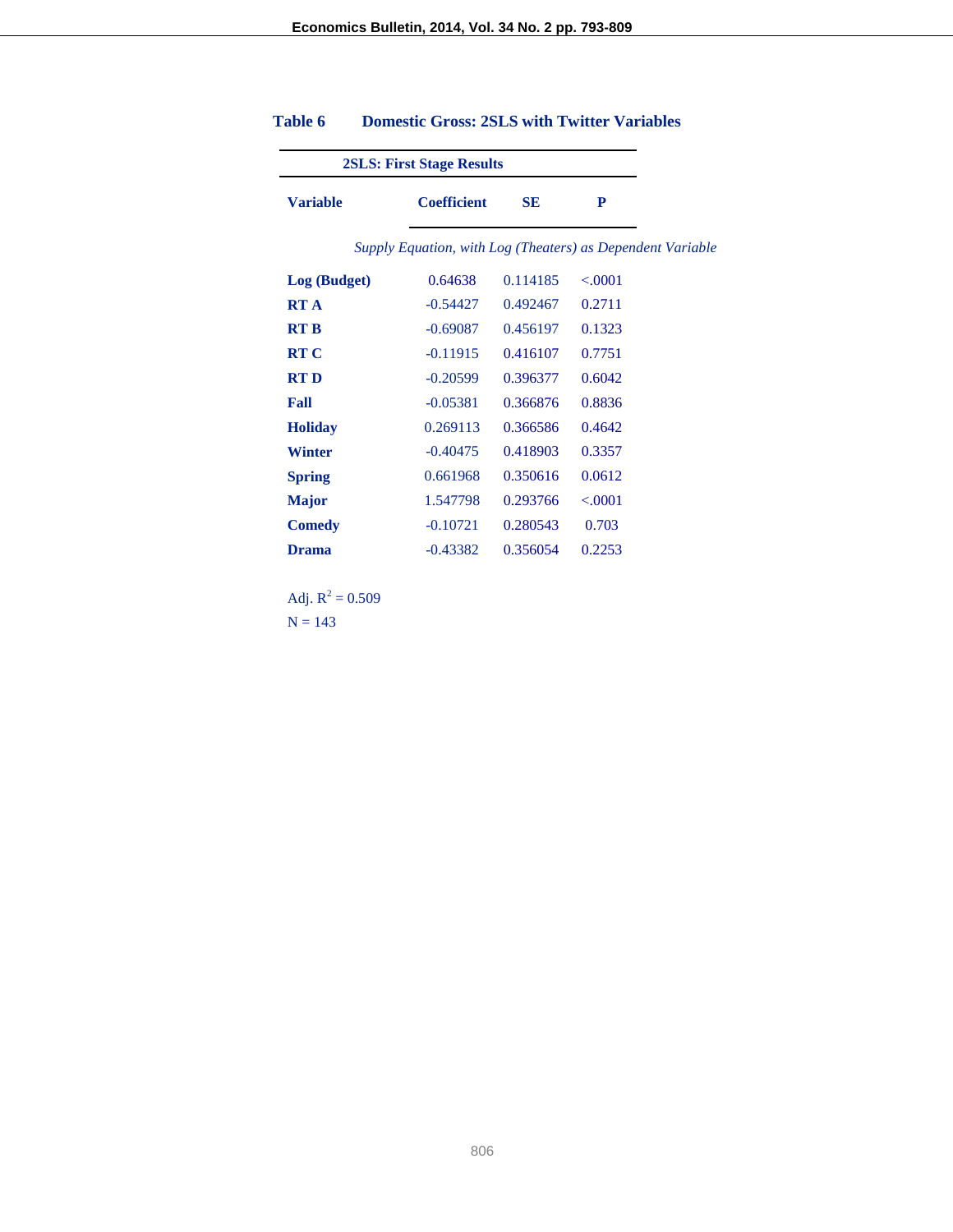**Table 6 Domestic Gross: 2SLS with Twitter Variables**

| 2SLS: First Stage Results | | | |
|---|---|---|---|
| **Variable** | **Coefficient** | **SE** | **P** |
| *Supply Equation, with Log (Theaters) as Dependent Variable* | | | |
| **Log (Budget)** | 0.64638 | 0.114185 | <.0001 |
| **RT A** | -0.54427 | 0.492467 | 0.2711 |
| **RT B** | -0.69087 | 0.456197 | 0.1323 |
| **RT C** | -0.11915 | 0.416107 | 0.7751 |
| **RT D** | -0.20599 | 0.396377 | 0.6042 |
| **Fall** | -0.05381 | 0.366876 | 0.8836 |
| **Holiday** | 0.269113 | 0.366586 | 0.4642 |
| **Winter** | -0.40475 | 0.418903 | 0.3357 |
| **Spring** | 0.661968 | 0.350616 | 0.0612 |
| **Major** | 1.547798 | 0.293766 | <.0001 |
| **Comedy** | -0.10721 | 0.280543 | 0.703 |
| **Drama** | -0.43382 | 0.356054 | 0.2253 |

Adj. $R^2 = 0.509$

N = 143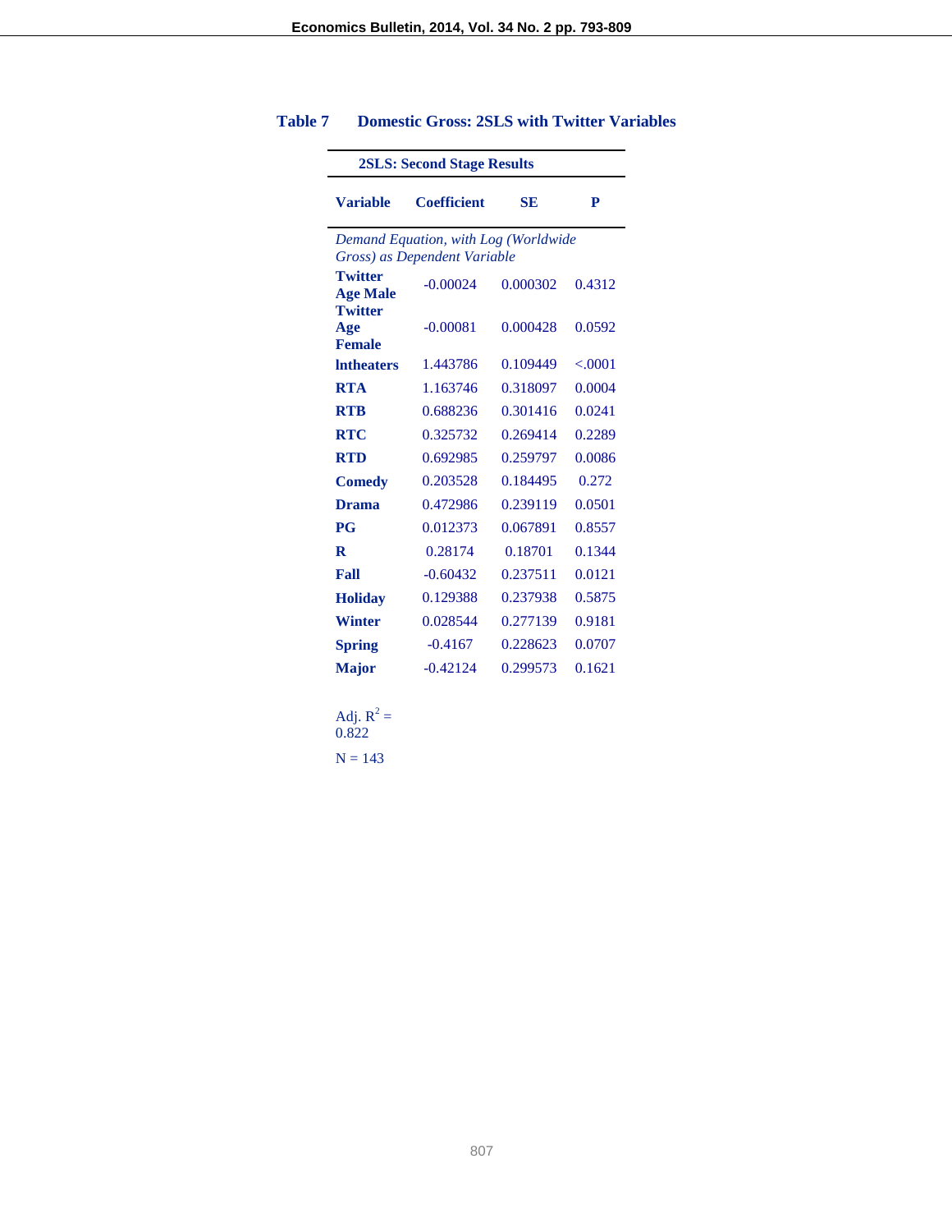### Table 7 Domestic Gross: 2SLS with Twitter Variables

| 2SLS: Second Stage Results | | | |
|---|---|---|---|
| **Variable** | **Coefficient** | **SE** | **P** |
| *Demand Equation, with Log (Worldwide Gross) as Dependent Variable* | | | |
| **Twitter Age Male** | -0.00024 | 0.000302 | 0.4312 |
| **Twitter Age Female** | -0.00081 | 0.000428 | 0.0592 |
| **lntheaters** | 1.443786 | 0.109449 | <.0001 |
| **RTA** | 1.163746 | 0.318097 | 0.0004 |
| **RTB** | 0.688236 | 0.301416 | 0.0241 |
| **RTC** | 0.325732 | 0.269414 | 0.2289 |
| **RTD** | 0.692985 | 0.259797 | 0.0086 |
| **Comedy** | 0.203528 | 0.184495 | 0.272 |
| **Drama** | 0.472986 | 0.239119 | 0.0501 |
| **PG** | 0.012373 | 0.067891 | 0.8557 |
| **R** | 0.28174 | 0.18701 | 0.1344 |
| **Fall** | -0.60432 | 0.237511 | 0.0121 |
| **Holiday** | 0.129388 | 0.237938 | 0.5875 |
| **Winter** | 0.028544 | 0.277139 | 0.9181 |
| **Spring** | -0.4167 | 0.228623 | 0.0707 |
| **Major** | -0.42124 | 0.299573 | 0.1621 |

Adj. $R^2$ = 0.822

N = 143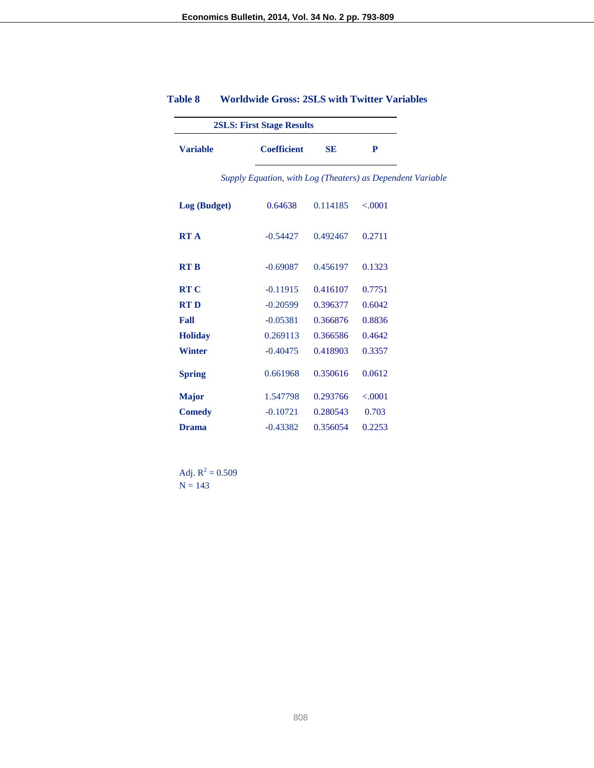### Table 8 Worldwide Gross: 2SLS with Twitter Variables

| 2SLS: First Stage Results | | | |
|---|---|---|---|
| **Variable** | **Coefficient** | **SE** | **P** |
| | *Supply Equation, with Log (Theaters) as Dependent Variable* | | |
| **Log (Budget)** | 0.64638 | 0.114185 | <.0001 |
| **RT A** | -0.54427 | 0.492467 | 0.2711 |
| **RT B** | -0.69087 | 0.456197 | 0.1323 |
| **RT C** | -0.11915 | 0.416107 | 0.7751 |
| **RT D** | -0.20599 | 0.396377 | 0.6042 |
| **Fall** | -0.05381 | 0.366876 | 0.8836 |
| **Holiday** | 0.269113 | 0.366586 | 0.4642 |
| **Winter** | -0.40475 | 0.418903 | 0.3357 |
| **Spring** | 0.661968 | 0.350616 | 0.0612 |
| **Major** | 1.547798 | 0.293766 | <.0001 |
| **Comedy** | -0.10721 | 0.280543 | 0.703 |
| **Drama** | -0.43382 | 0.356054 | 0.2253 |

Adj. $R^2$ = 0.509
N = 143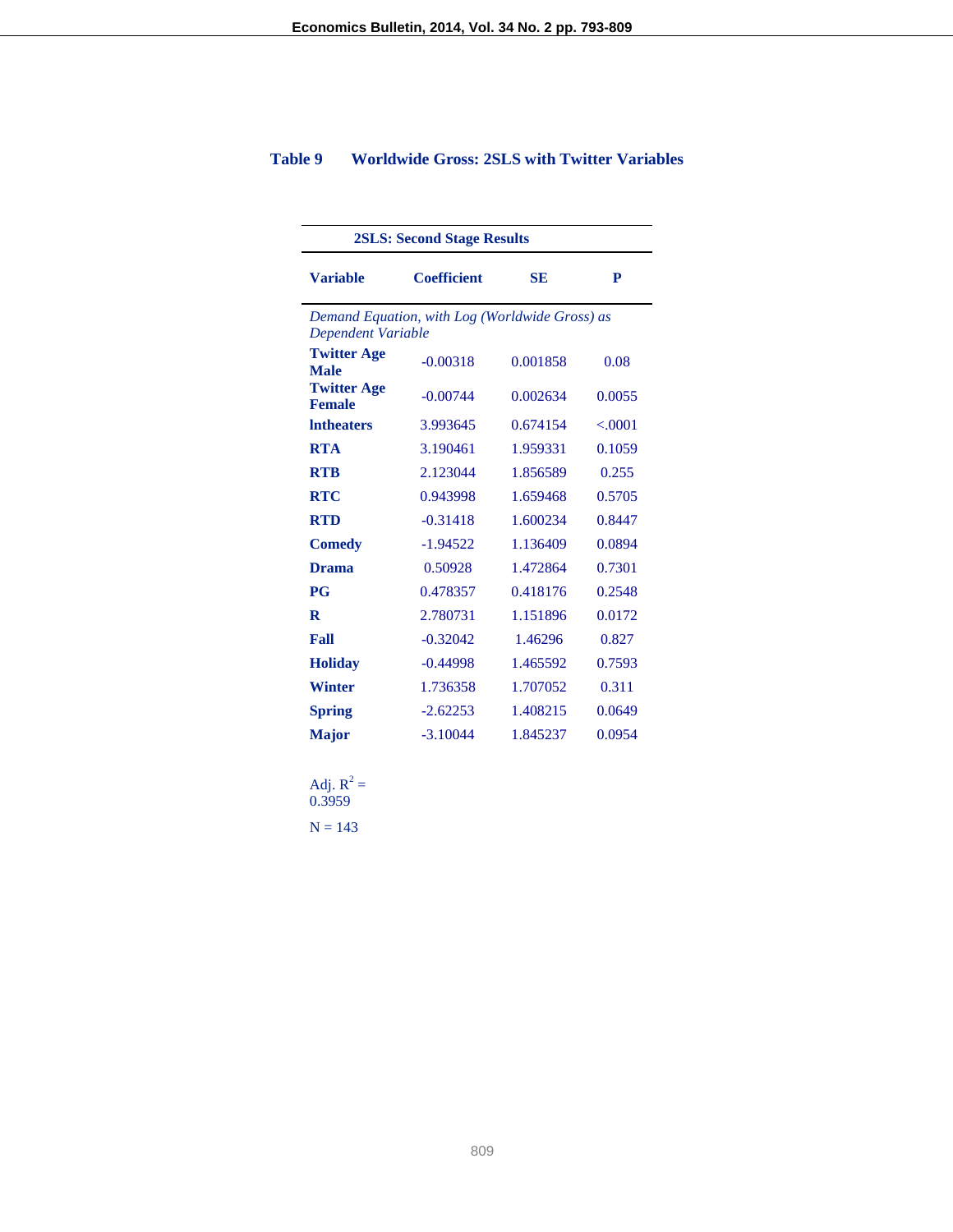**Table 9 Worldwide Gross: 2SLS with Twitter Variables**

| 2SLS: Second Stage Results | | | |
|---|---|---|---|
| **Variable** | **Coefficient** | **SE** | **P** |
| *Demand Equation, with Log (Worldwide Gross) as Dependent Variable* | | | |
| **Twitter Age Male** | -0.00318 | 0.001858 | 0.08 |
| **Twitter Age Female** | -0.00744 | 0.002634 | 0.0055 |
| **lntheaters** | 3.993645 | 0.674154 | <.0001 |
| **RTA** | 3.190461 | 1.959331 | 0.1059 |
| **RTB** | 2.123044 | 1.856589 | 0.255 |
| **RTC** | 0.943998 | 1.659468 | 0.5705 |
| **RTD** | -0.31418 | 1.600234 | 0.8447 |
| **Comedy** | -1.94522 | 1.136409 | 0.0894 |
| **Drama** | 0.50928 | 1.472864 | 0.7301 |
| **PG** | 0.478357 | 0.418176 | 0.2548 |
| **R** | 2.780731 | 1.151896 | 0.0172 |
| **Fall** | -0.32042 | 1.46296 | 0.827 |
| **Holiday** | -0.44998 | 1.465592 | 0.7593 |
| **Winter** | 1.736358 | 1.707052 | 0.311 |
| **Spring** | -2.62253 | 1.408215 | 0.0649 |
| **Major** | -3.10044 | 1.845237 | 0.0954 |

Adj. $R^2$ = 0.3959

N = 143